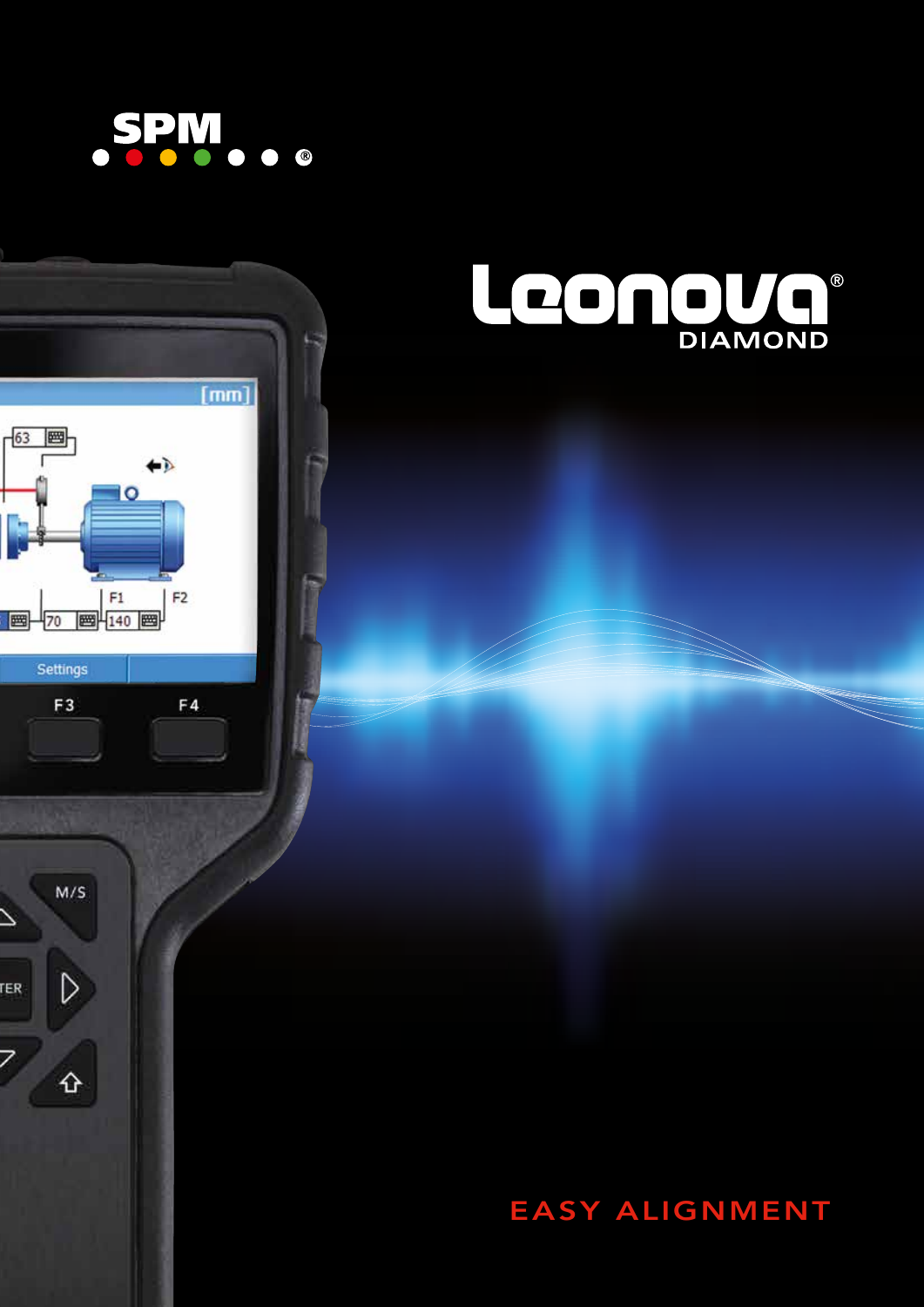SPM®

# Leonova® DIAMOND

## EASY ALIGNMENT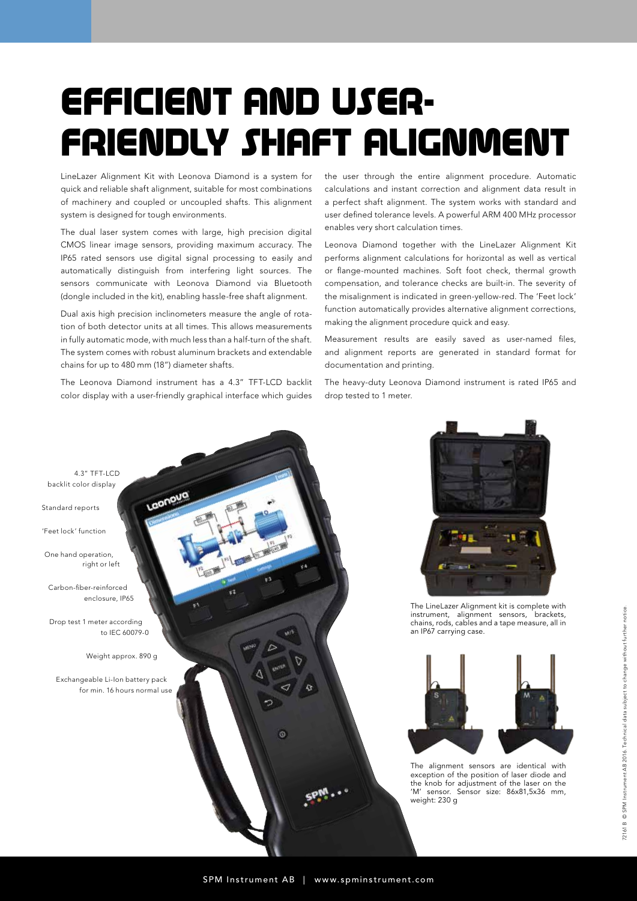# EFFICIENT AND USER-FRIENDLY SHAFT ALIGNMENT

LineLazer Alignment Kit with Leonova Diamond is a system for quick and reliable shaft alignment, suitable for most combinations of machinery and coupled or uncoupled shafts. This alignment system is designed for tough environments.

The dual laser system comes with large, high precision digital CMOS linear image sensors, providing maximum accuracy. The IP65 rated sensors use digital signal processing to easily and automatically distinguish from interfering light sources. The sensors communicate with Leonova Diamond via Bluetooth (dongle included in the kit), enabling hassle-free shaft alignment.

Dual axis high precision inclinometers measure the angle of rotation of both detector units at all times. This allows measurements in fully automatic mode, with much less than a half-turn of the shaft. The system comes with robust aluminum brackets and extendable chains for up to 480 mm (18") diameter shafts.

The Leonova Diamond instrument has a 4.3" TFT-LCD backlit color display with a user-friendly graphical interface which guides the user through the entire alignment procedure. Automatic calculations and instant correction and alignment data result in a perfect shaft alignment. The system works with standard and user defined tolerance levels. A powerful ARM 400 MHz processor enables very short calculation times.

Leonova Diamond together with the LineLazer Alignment Kit performs alignment calculations for horizontal as well as vertical or flange-mounted machines. Soft foot check, thermal growth compensation, and tolerance checks are built-in. The severity of the misalignment is indicated in green-yellow-red. The 'Feet lock' function automatically provides alternative alignment corrections, making the alignment procedure quick and easy.

Measurement results are easily saved as user-named files, and alignment reports are generated in standard format for documentation and printing.

The heavy-duty Leonova Diamond instrument is rated IP65 and drop tested to 1 meter.

4.3" TFT-LCD backlit color display

Standard reports

'Feet lock' function

One hand operation, right or left

Carbon-fiber-reinforced enclosure, IP65

Drop test 1 meter according to IEC 60079-0

Weight approx. 890 g

Exchangeable Li-Ion battery pack for min. 16 hours normal use

The LineLazer Alignment kit is complete with instrument, alignment sensors, brackets, chains, rods, cables and a tape measure, all in an IP67 carrying case.

The alignment sensors are identical with exception of the position of laser diode and the knob for adjustment of the laser on the 'M' sensor. Sensor size: 86x81,5x36 mm, weight: 230 g

72161 B © SPM Instrument AB 2016. Technical data subject to change without further notice.

SPM Instrument AB | www.spminstrument.com